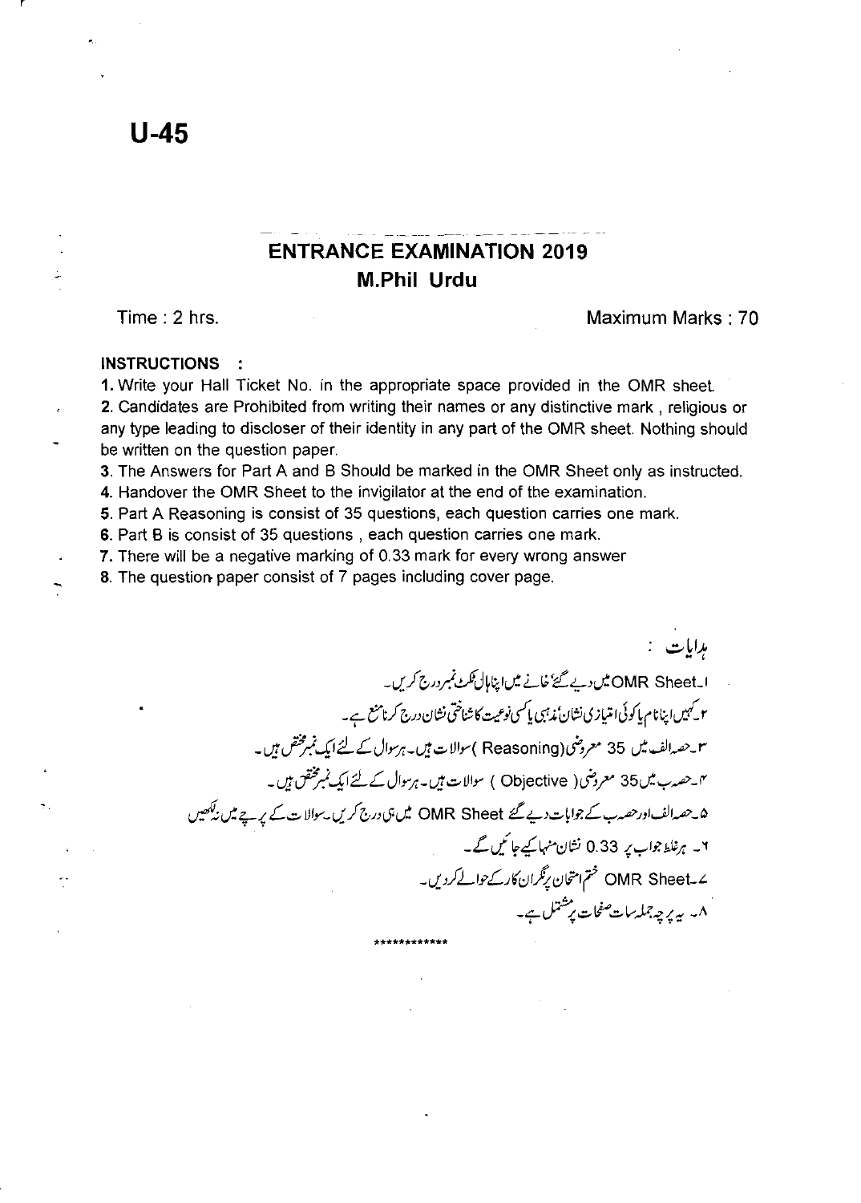**U-45**

# ENTRANCE EXAMINATION 2019

## M.Phil Urdu

Time : 2 hrs. Maximum Marks : 70

**INSTRUCTIONS :**

1. Write your Hall Ticket No. in the appropriate space provided in the OMR sheet.
2. Candidates are Prohibited from writing their names or any distinctive mark , religious or any type leading to discloser of their identity in any part of the OMR sheet. Nothing should be written on the question paper.
3. The Answers for Part A and B Should be marked in the OMR Sheet only as instructed.
4. Handover the OMR Sheet to the invigilator at the end of the examination.
5. Part A Reasoning is consist of 35 questions, each question carries one mark.
6. Part B is consist of 35 questions , each question carries one mark.
7. There will be a negative marking of 0.33 mark for every wrong answer
8. The question paper consist of 7 pages including cover page.

ہدایات :

۱۔OMR Sheet میں دیے گئے خانے میں اپنا ہال ٹکٹ نمبر درج کریں۔

۲۔کہیں اپنا نام یا کوئی امتیازی نشان مذہبی یا کسی نوعیت کا شناختی نشان درج کرنا منع ہے۔

۳۔حصہ الف میں 35 معروضی (Reasoning) سوالات ہیں۔ ہر سوال کے لئے ایک نمبر مختص ہیں۔

۴۔حصہ ب میں 35 معروضی ( Objective ) سوالات ہیں۔ ہر سوال کے لئے ایک نمبر مختص ہیں۔

۵۔حصہ الف اور حصہ ب کے جوابات دیے گئے OMR Sheet میں ہی درج کریں۔ سوالات کے پرچے میں نہ لکھیں

۶۔ ہر غلط جواب پر 0.33 نشان منہا کیے جائیں گے۔

۷۔OMR Sheet ختم امتحان پر نگران کار کے حوالے کر دیں۔

۸۔ یہ پرچہ جملہ سات صفحات پر مشتمل ہے۔

************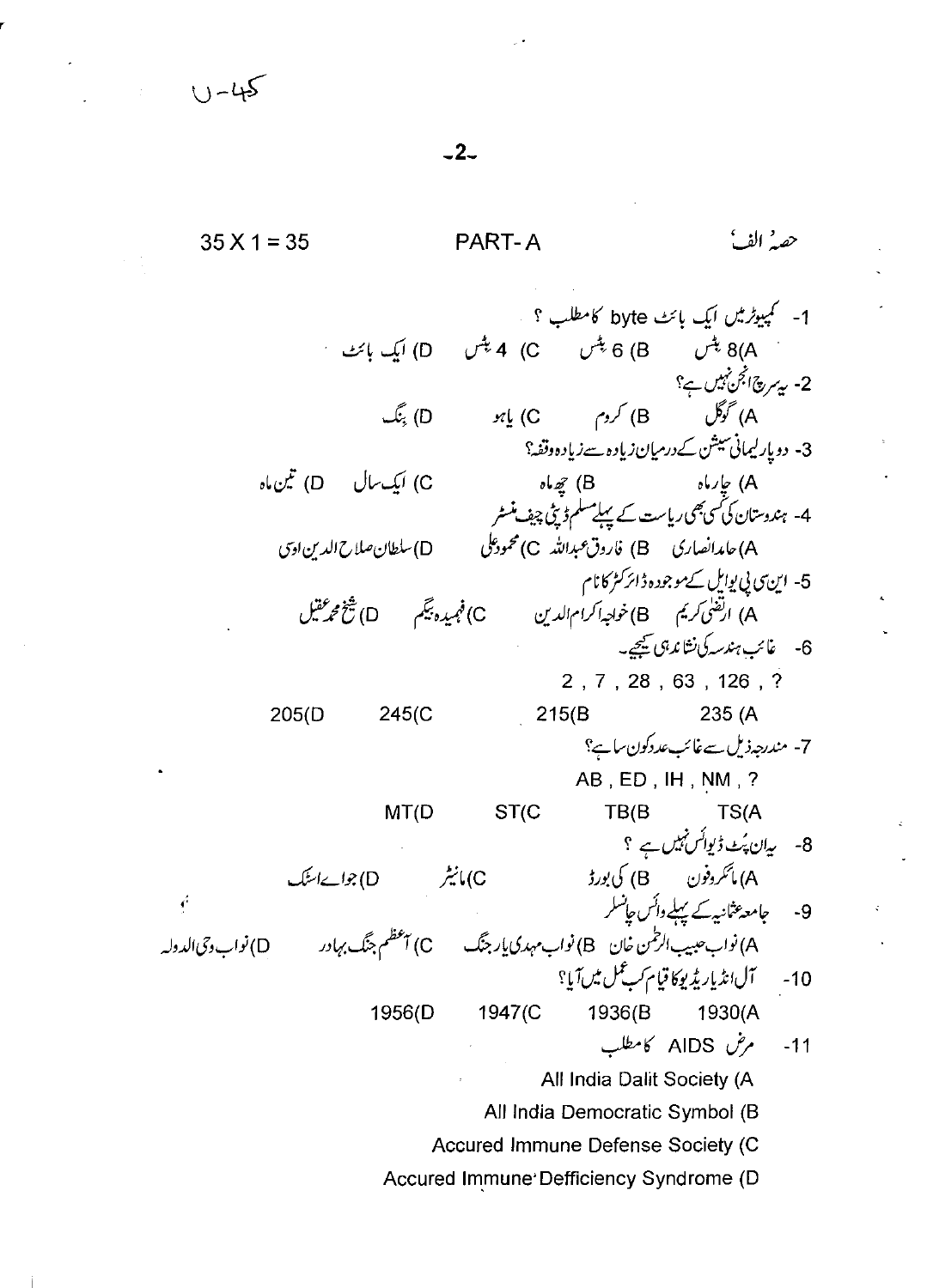U-45

35 X 1 = 35 PART-A حصۂ الف

1- کمپیوٹر میں ایک بائٹ byte کا مطلب ؟

A) 8 بٹس B) 6 بٹس C) 4 بٹس D) ایک بائٹ

2- یہ سرچ انجن نہیں ہے؟

A) گوگل B) کروم C) یاہو D) بنگ

3- دو پارلیمانی سیشن کے درمیان زیادہ سے زیادہ وقفہ؟

A) چار ماہ B) چھ ماہ C) ایک سال D) تین ماہ

4- ہندوستان کی کسی بھی ریاست کے پہلے مسلم ڈپٹی چیف منسٹر

A) حامد انصاری B) فاروق عبداللہ C) محمود علی D) سلطان صلاح الدین اویسی

5- این سی پی یو ایل کے موجودہ ڈائرکٹر کا نام

A) ارتضیٰ کریم B) خواجہ اکرام الدین C) فہمیدہ بیگم D) شیخ محمد عقیل

6- غائب ہندسہ کی نشاندہی کیجیے۔

2 , 7 , 28 , 63 , 126 , ?

235 (A 215(B 245(C 205(D

7- مندرجہ ذیل سے غائب عدد کون سا ہے؟

AB , ED , IH , NM , ?

TS(A TB(B ST(C MT(D

8- یہ ان پٹ ڈیوائس نہیں ہے ؟

A) مائکروفون B) کی بورڈ C) مانیٹر D) جوائے اسٹک

9- جامعہ عثمانیہ کے پہلے وائس چانسلر

A) نواب حبیب الرحمٰن خان B) نواب مہدی یار جنگ C) آعظم جنگ بہادر D) نواب وحی الدولہ

10- آل انڈیا ریڈیو کا قیام کب عمل میں آیا؟

1930(A 1936(B 1947(C 1956(D

11- مرض AIDS کا مطلب

All India Dalit Society (A

All India Democratic Symbol (B

Accured Immune Defense Society (C

Accured Immune Defficiency Syndrome (D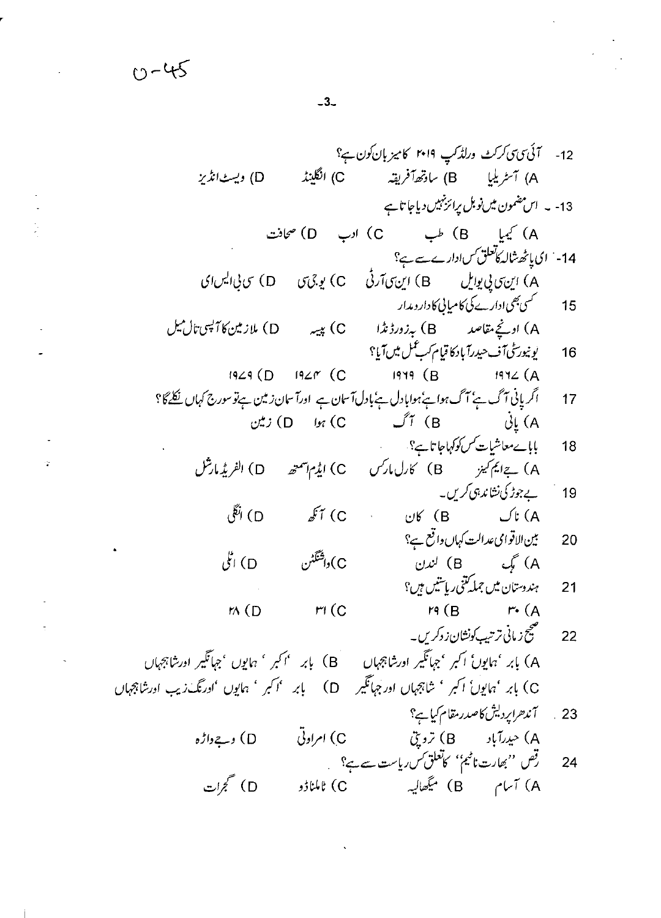U-45

12- آئی سی سی کرکٹ ورلڈ کپ ۲۰۱۹ کا میزبان کون ہے؟

A) آسٹریلیا B) ساؤتھ آفریقہ C) انگلینڈ D) ویسٹ انڈیز

13- اس مضمون میں نوبل پرائز نہیں دیا جاتا ہے

A) کیمیا B) طب C) ادب D) صحافت

14- ای پاٹھ شالہ کا تعلق کس ادارے سے ہے؟

A) این سی پی یو ایل B) این سی آر ٹی C) یو جی سی D) سی بی ایس ای

15 کسی بھی ادارے کی کامیابی کا دارومدار

A) اونچے مقاصد B) پرزور ڈنڈا C) پیسہ D) ملازمین کا آپسی تال میل

16 یونیورسٹی آف حیدرآباد کا قیام کب عمل میں آیا؟

A) ۱۹٦۷ B) ۱۹٦۹ C) ۱۹۷۴ D) ۱۹۷۹

17 اگر پانی آگ ہے، آگ ہوا ہے، ہوا بادل ہے، بادل آسمان ہے اور آسمان زمین ہے تو سورج کہاں نکلے گا؟

A) پانی B) آگ C) ہوا D) زمین

18 بابائے معاشیات کس کو کہا جاتا ہے؟

A) جے ایم کینز B) کارل مارکس C) ایڈم اسمتھ D) الفریڈ مارشل

19 بے جوڑ کی نشاندہی کریں۔

A) ناک B) کان C) آنکھ D) انگلی

20 بین الاقوامی عدالت کہاں واقع ہے؟

A) ہگ B) لندن C) واشنگٹن D) اٹلی

21 ہندوستان میں جملہ کتنی ریاستیں ہیں؟

A) ۳۰ B) ۲۹ C) ۳۱ D) ۲۸

22 صحیح زمانی ترتیب کو نشان زد کریں۔

A) بابر، ہمایوں، اکبر، جہانگیر اور شاہجہاں B) بابر، اکبر، ہمایوں، جہانگیر اور شاہجہاں

C) بابر، ہمایوں، اکبر، شاہجہاں اور جہانگیر D) بابر، اکبر، ہمایوں، اورنگ زیب اور شاہجہاں

23 آندھرا پردیش کا صدر مقام کیا ہے؟

A) حیدرآباد B) تروپتی C) امراوتی D) وجے واڑہ

24 رقص ''بھارت ناٹیم'' کا تعلق کس ریاست سے ہے؟

A) آسام B) میگھالیہ C) ٹاملناڈو D) گجرات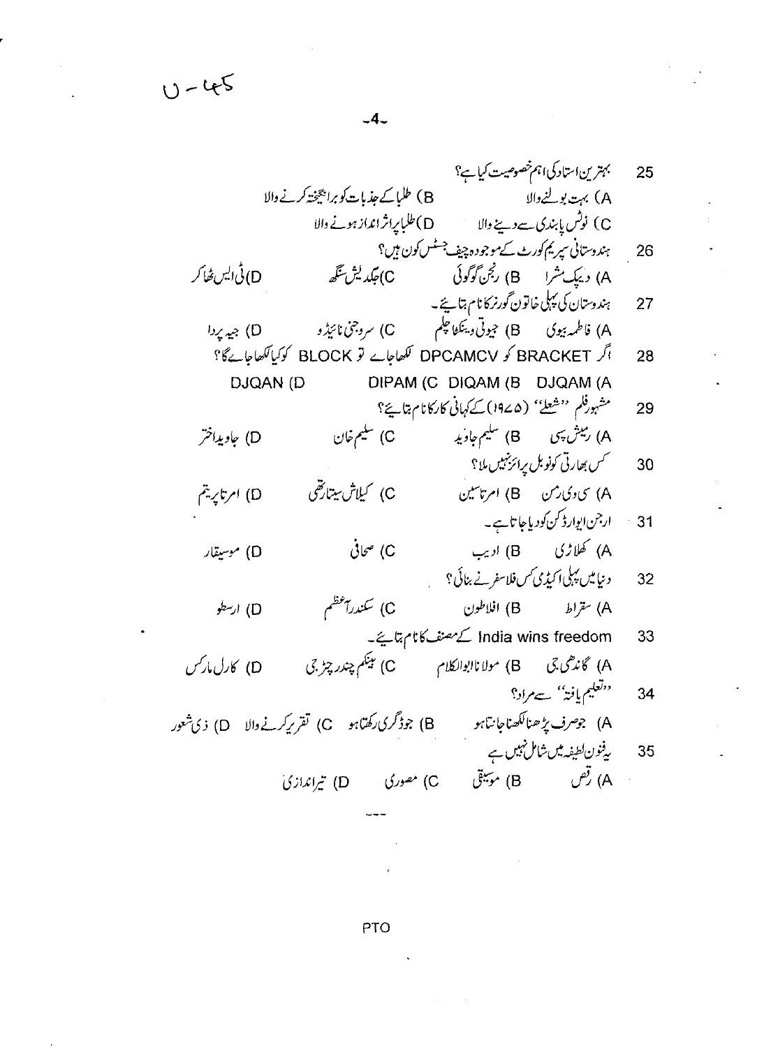U-45

25 بہترین استاد کی اہم خصوصیت کیا ہے؟

A) بہت بولنے والا B) طلبا کے جذبات کو برانگیختہ کرنے والا

C) نوٹس پابندی سے دینے والا D) طلبا پر اثر انداز ہونے والا

26 ہندوستانی سپریم کورٹ کے موجودہ چیف جسٹس کون ہیں؟

A) دیپک مشرا B) رنجن گوگوئی C) جگدیش سنگھ D) ٹی ایس ٹھاکر

27 ہندوستان کی پہلی خاتون گورنر کا نام بتایئے۔

A) فاطمہ بیوی B) جیوتی وینکٹا چلم C) سروجنی نائیڈو D) جیبہ پردا

28 اگر BRACKET کو DPCAMCV لکھا جائے تو BLOCK کو کیا لکھا جائے گا؟

A) DJQAM B) DIQAM C) DIPAM D) DJQAN

29 مشہور فلم ''شعلے'' (۱۹۷۵) کے کہانی کار کا نام بتایئے؟

A) رمیش سپی B) سلیم جاوید C) سلیم خان D) جاوید اختر

30 کس بھارتی کو نوبل پرائز نہیں ملا؟

A) سی وی رمن B) امرتا سین C) کیلاش ستیارتھی D) امرتا پریتم

31 ارجن ایوارڈ کن کو دیا جاتا ہے۔

A) کھلاڑی B) ادیب C) صحافی D) موسیقار

32 دنیا میں پہلی اکیڈمی کس فلاسفر نے بنائی؟

A) سقراط B) افلاطون C) سکندر اعظم D) ارسطو

33 India wins freedom کے مصنف کا نام بتایئے۔

A) گاندھی جی B) مولانا ابوالکلام C) بنکم چندر چٹرجی D) کارل مارکس

34 ''تعلیم یافتہ'' سے مراد؟

A) جو صرف پڑھنا لکھنا جانتا ہو B) جو ڈگری رکھتا ہو C) تقریر کرنے والا D) ذی شعور

35 یہ فنون لطیفہ میں شامل نہیں ہے

A) رقص B) موسیقی C) مصوری D) تیر اندازی

---

PTO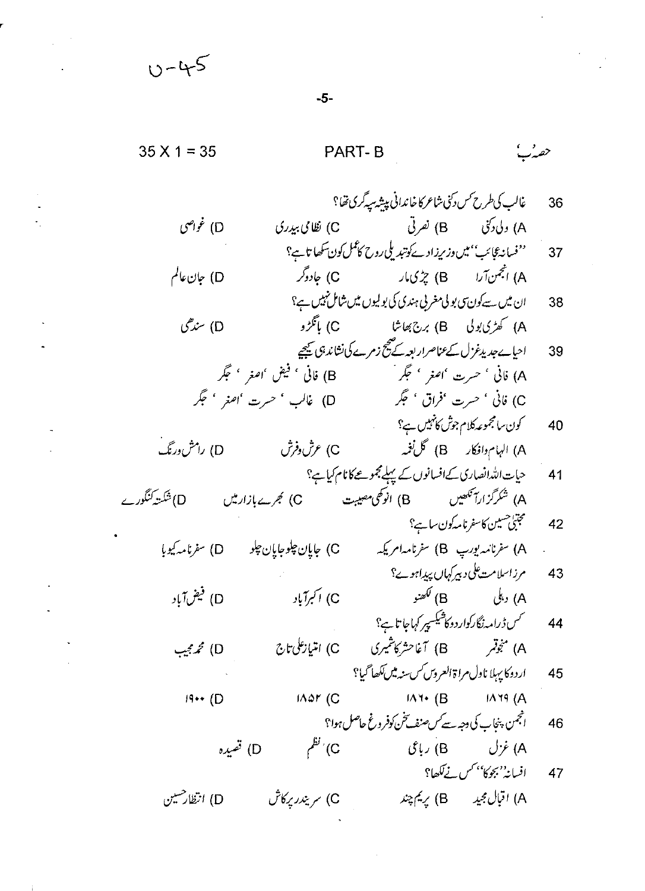U-45

35 X 1 = 35 PART- B حصہ ب

36 غالب کی طرح کس دکنی شاعر کا خاندانی پیشہ سپہ گری تھا؟

A) ولی دکنی B) نصرتی C) نظامی بیدری D) غواصی

37 ''فسانۂ عجائب'' میں وزیرزادے کو تبدیلی روح کا عمل کون سکھاتا ہے؟

A) انجمن آرا B) چڑی مار C) جادوگر D) جان عالم

38 ان میں سے کون سی بولی مغربی ہندی کی بولیوں میں شامل نہیں ہے؟

A) کھڑی بولی B) برج بھاشا C) بانگڑو D) سندھی

39 احیائے جدید غزل کے عناصر اربعہ کے صحیح زمرے کی نشاندہی کیجیے

A) فانی ، حسرت ، اصغر ، جگر B) فانی ، فیض ، اصغر ، جگر

C) فانی ، حسرت ، فراق ، جگر D) غالب ، حسرت ، اصغر ، جگر

40 کون سا مجموعہ کلام جوش کا نہیں ہے؟

A) الہام وافکار B) گل نغمہ C) عرش وفرش D) رامش ورنگ

41 حیات اللہ انصاری کے افسانوں کے پہلے مجموعے کا نام کیا ہے؟

A) شکر گزار آنکھیں B) انوکھی مصیبت C) بھرے بازار میں D) شکستہ کنگورے

42 مجتبیٰ حسین کا سفرنامہ کون سا ہے؟

A) سفرنامہ یورپ B) سفرنامہ امریکہ C) جاپان چلو جاپان چلو D) سفرنامہ کیوبا

43 مرزا سلامت علی دبیر کہاں پیدا ہوئے؟

A) دہلی B) لکھنو C) اکبرآباد D) فیض آباد

44 کس ڈرامہ نگار کو اردو کا شیکسپیر کہا جاتا ہے؟

A) منجو قمر B) آغا حشر کاشمیری C) امتیاز علی تاج D) محمد مجیب

45 اردو کا پہلا ناول مراۃ العروس کس سنہ میں لکھا گیا؟

A) ۱۸۶۹ B) ۱۸۶۰ C) ۱۸۵۲ D) ۱۹۰۰

46 انجمن پنجاب کی وجہ سے کس صنف سخن کو فروغ حاصل ہوا؟

A) غزل B) رباعی C) نظم D) قصیدہ

47 افسانہ ''بجوکا'' کس نے لکھا؟

A) اقبال مجید B) پریم چند C) سریندر پرکاش D) انتظار حسین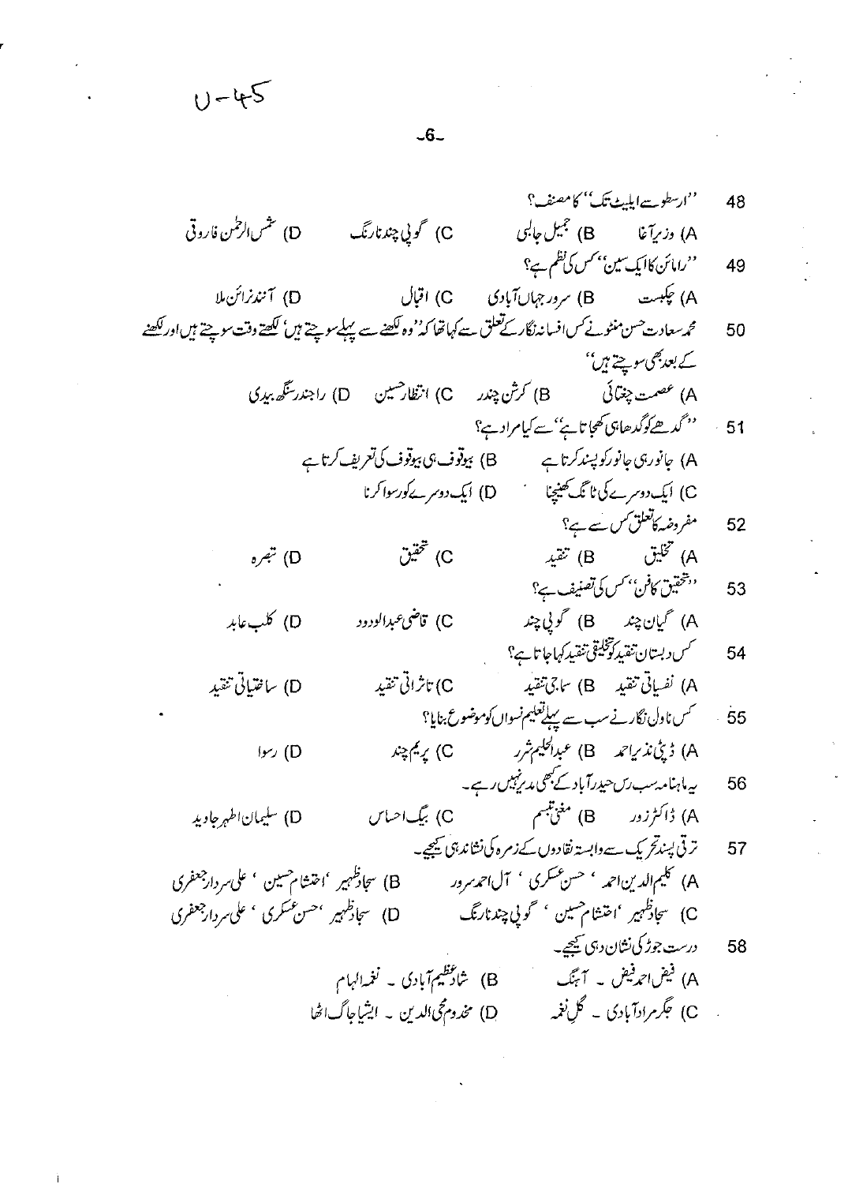48 ''ارسطو سے ایلیٹ تک'' کا مصنف؟

A) وزیر آغا B) جمیل جالبی C) گوپی چند نارنگ D) شمس الرحمٰن فاروقی

49 ''رامائن کا ایک سین'' کس کی نظم ہے؟

A) چکبست B) سرور جہاں آبادی C) اقبال D) آنند نرائن ملا

50 محمد سعادت حسن منٹو نے کس افسانہ نگار کے تعلق سے کہا تھا کہ ''وہ لکھنے سے پہلے سوچتے ہیں' لکھتے وقت سوچتے ہیں اور لکھنے کے بعد بھی سوچتے ہیں''

A) عصمت چغتائی B) کرشن چندر C) انتظار حسین D) راجندر سنگھ بیدی

51 ''گدھے کو گدھا ہی کھجاتا ہے'' سے کیا مراد ہے؟

A) جانور ہی جانور کو پسند کرتا ہے B) بیوقوف ہی بیوقوف کی تعریف کرتا ہے

C) ایک دوسرے کی ٹانگ کھینچنا D) ایک دوسرے کو رسوا کرنا

52 مفروضہ کا تعلق کس سے ہے؟

A) تخلیق B) تنقید C) تحقیق D) تبصرہ

53 ''تحقیق کا فن'' کس کی تصنیف ہے؟

A) گیان چند B) گوپی چند C) قاضی عبدالودود D) کلب عابد

54 کس دبستان تنقید کو تخلیقی تنقید کہا جاتا ہے؟

A) نفسیاتی تنقید B) سماجی تنقید C) تاثراتی تنقید D) ساختیاتی تنقید

55 کس ناول نگار نے سب سے پہلے تعلیم نسواں کو موضوع بنایا؟

A) ڈپٹی نذیر احمد B) عبدالحلیم شرر C) پریم چند D) رسوا

56 یہ ماہنامہ سب رس حیدرآباد کے کبھی مدیر نہیں رہے۔

A) ڈاکٹر زور B) مغنی تبسم C) بیگ احساس D) سلیمان اطہر جاوید

57 ترقی پسند تحریک سے وابستہ نقادوں کے زمرہ کی نشاندہی کیجیے۔

A) کلیم الدین احمد ، حسن عسکری ، آل احمد سرور B) سجاد ظہیر ،احتشام حسین ، علی سردار جعفری

C) سجاد ظہیر ،احتشام حسین ، گوپی چند نارنگ D) سجاد ظہیر ،حسن عسکری ، علی سردار جعفری

58 درست جوڑ کی نشان دہی کیجیے۔

A) فیض احمد فیض ۔ آہنگ B) شاد عظیم آبادی ۔ نغمۂ الہام

C) جگر مرادآبادی ۔ گل نغمہ D) مخدوم محی الدین ۔ ایشیا جاگ اٹھا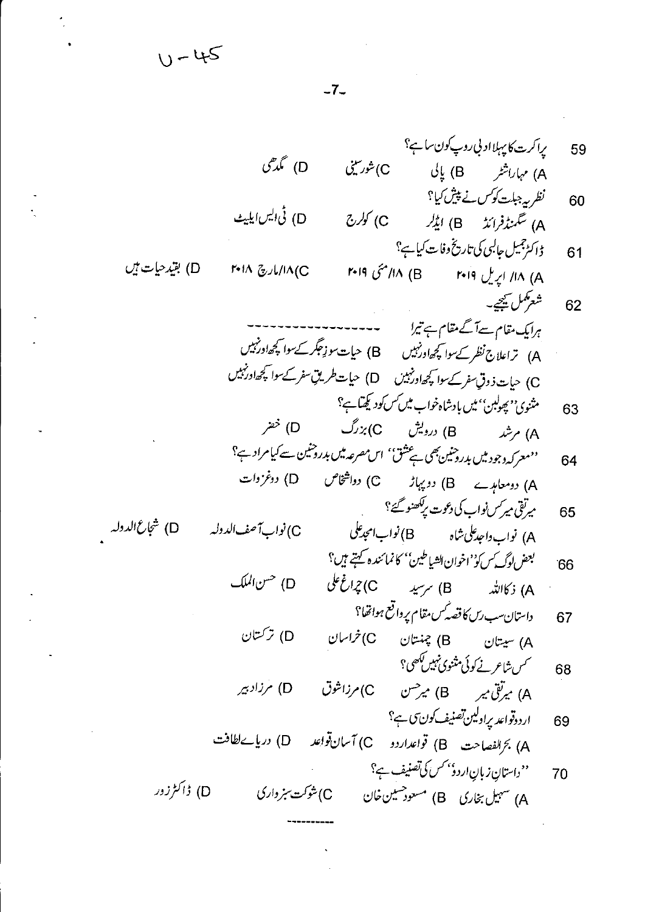U-45

59 پراکرت کا پہلا ادبی روپ کون سا ہے؟

A) مہاراشٹر B) پالی C) شورسینی D) مگدھی

60 نظریہ جبلت کو کس نے پیش کیا؟

A) سگمنڈ فرائڈ B) ایڈلر C) کولرج D) ٹی ایس ایلیٹ

61 ڈاکٹر جمیل جالبی کی تاریخ وفات کیا ہے؟

A) ۱۸/ اپریل ۲۰۱۹ B) ۱۸/ مئی ۲۰۱۹ C) ۱۸/مارچ ۲۰۱۸ D) بقید حیات ہیں

62 شعر مکمل کیجیے۔

ہر ایک مقام سے آگے مقام ہے تیرا ---------------

A) ترا علاج نظر کے سوا کچھ اور نہیں B) حیات سوز جگر کے سوا کچھ اور نہیں

C) حیات ذوقِ سفر کے سوا کچھ اور نہیں D) حیات طریق سفر کے سوا کچھ اور نہیں

63 مثنوی ''پھولبن'' میں بادشاہ خواب میں کس کو دیکھتا ہے؟

A) مرشد B) درویش C) بزرگ D) خضر

64 ''معرکہ وجود میں بدر وحنین بھی ہے عشق'' اس مصرعہ میں بدر وحنین سے کیا مراد ہے؟

A) دو معاہدے B) دو پہاڑ C) دو اشخاص D) دو غزوات

65 میر تقی میر کس نواب کی دعوت پر لکھنو گئے؟

A) نواب واجد علی شاہ B) نواب امجد علی C) نواب آصف الدولہ D) شجاع الدولہ

66 بعض لوگ کس کو ''اخوان الشیاطین'' کا نمائندہ کہتے ہیں؟

A) ذکاءاللہ B) سرسید C) چراغ علی D) حسن الملک

67 داستان سب رس کا قصہ کس مقام پر واقع ہوا تھا؟

A) سیستان B) چمنستان C) خراسان D) ترکستان

68 کس شاعر نے کوئی مثنوی نہیں لکھی؟

A) میر تقی میر B) میر حسن C) مرزا شوق D) مرزا دبیر

69 اردو قواعد پر اولین تصنیف کون سی ہے؟

A) بحر الفصاحت B) قواعد اردو C) آسان قواعد D) دریائے لطافت

70 ''داستانِ زبانِ اردو'' کس کی تصنیف ہے؟

A) سہیل بخاری B) مسعود حسین خان C) شوکت سبزواری D) ڈاکٹر زور

----------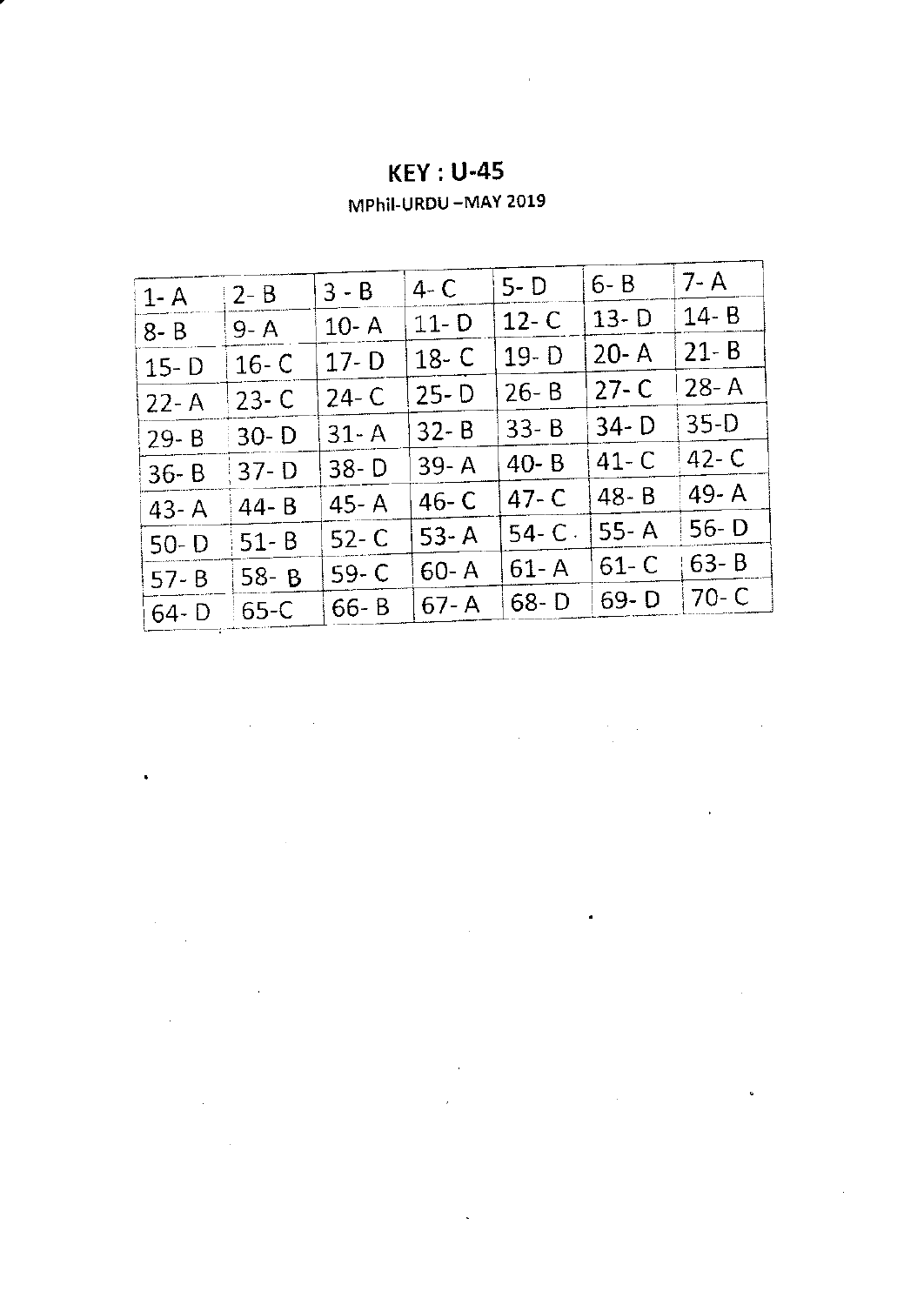**KEY : U-45**

MPhil-URDU –MAY 2019

| | | | | | | |
|---|---|---|---|---|---|---|
| 1- A | 2- B | 3 - B | 4- C | 5- D | 6- B | 7- A |
| 8- B | 9- A | 10- A | 11- D | 12- C | 13- D | 14- B |
| 15- D | 16- C | 17- D | 18- C | 19- D | 20- A | 21- B |
| 22- A | 23- C | 24- C | 25- D | 26- B | 27- C | 28- A |
| 29- B | 30- D | 31- A | 32- B | 33- B | 34- D | 35-D |
| 36- B | 37- D | 38- D | 39- A | 40- B | 41- C | 42- C |
| 43- A | 44- B | 45- A | 46- C | 47- C | 48- B | 49- A |
| 50- D | 51- B | 52- C | 53- A | 54- C | 55- A | 56- D |
| 57- B | 58- B | 59- C | 60- A | 61- A | 61- C | 63- B |
| 64- D | 65-C | 66- B | 67- A | 68- D | 69- D | 70- C |